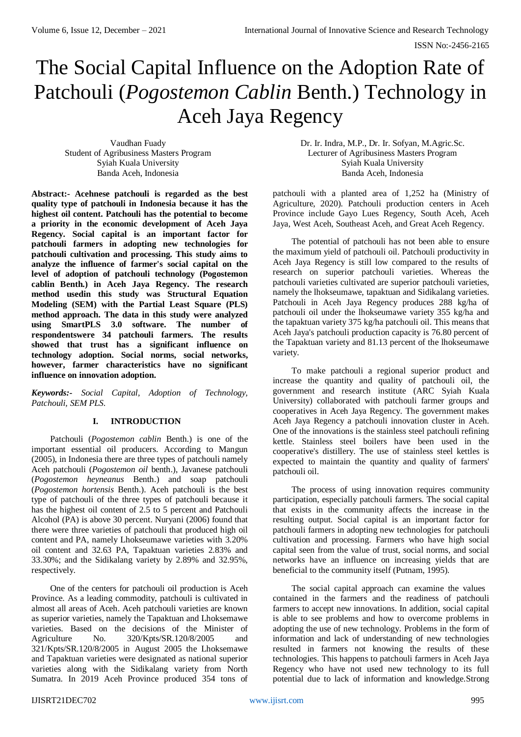# The Social Capital Influence on the Adoption Rate of Patchouli (*Pogostemon Cablin* Benth.) Technology in Aceh Jaya Regency

Vaudhan Fuady
Student of Agribusiness Masters Program
Syiah Kuala University
Banda Aceh, Indonesia

Dr. Ir. Indra, M.P., Dr. Ir. Sofyan, M.Agric.Sc.
Lecturer of Agribusiness Masters Program
Syiah Kuala University
Banda Aceh, Indonesia

**Abstract:- Acehnese patchouli is regarded as the best quality type of patchouli in Indonesia because it has the highest oil content. Patchouli has the potential to become a priority in the economic development of Aceh Jaya Regency. Social capital is an important factor for patchouli farmers in adopting new technologies for patchouli cultivation and processing. This study aims to analyze the influence of farmer's social capital on the level of adoption of patchouli technology (Pogostemon cablin Benth.) in Aceh Jaya Regency. The research method usedin this study was Structural Equation Modeling (SEM) with the Partial Least Square (PLS) method approach. The data in this study were analyzed using SmartPLS 3.0 software. The number of respondentswere 34 patchouli farmers. The results showed that trust has a significant influence on technology adoption. Social norms, social networks, however, farmer characteristics have no significant influence on innovation adoption.**

***Keywords:-*** *Social Capital, Adoption of Technology, Patchouli, SEM PLS.*

## I. INTRODUCTION

Patchouli (*Pogostemon cablin* Benth.) is one of the important essential oil producers. According to Mangun (2005), in Indonesia there are three types of patchouli namely Aceh patchouli (*Pogostemon oil* benth.), Javanese patchouli (*Pogostemon heyneanus* Benth.) and soap patchouli (*Pogostemon hortensis* Benth.). Aceh patchouli is the best type of patchouli of the three types of patchouli because it has the highest oil content of 2.5 to 5 percent and Patchouli Alcohol (PA) is above 30 percent. Nuryani (2006) found that there were three varieties of patchouli that produced high oil content and PA, namely Lhokseumawe varieties with 3.20% oil content and 32.63 PA, Tapaktuan varieties 2.83% and 33.30%; and the Sidikalang variety by 2.89% and 32.95%, respectively.

One of the centers for patchouli oil production is Aceh Province. As a leading commodity, patchouli is cultivated in almost all areas of Aceh. Aceh patchouli varieties are known as superior varieties, namely the Tapaktuan and Lhoksemawe varieties. Based on the decisions of the Minister of Agriculture No. 320/Kpts/SR.120/8/2005 and 321/Kpts/SR.120/8/2005 in August 2005 the Lhoksemawe and Tapaktuan varieties were designated as national superior varieties along with the Sidikalang variety from North Sumatra. In 2019 Aceh Province produced 354 tons of patchouli with a planted area of 1,252 ha (Ministry of Agriculture, 2020). Patchouli production centers in Aceh Province include Gayo Lues Regency, South Aceh, Aceh Jaya, West Aceh, Southeast Aceh, and Great Aceh Regency.

The potential of patchouli has not been able to ensure the maximum yield of patchouli oil. Patchouli productivity in Aceh Jaya Regency is still low compared to the results of research on superior patchouli varieties. Whereas the patchouli varieties cultivated are superior patchouli varieties, namely the lhokseumawe, tapaktuan and Sidikalang varieties. Patchouli in Aceh Jaya Regency produces 288 kg/ha of patchouli oil under the lhokseumawe variety 355 kg/ha and the tapaktuan variety 375 kg/ha patchouli oil. This means that Aceh Jaya's patchouli production capacity is 76.80 percent of the Tapaktuan variety and 81.13 percent of the lhokseumawe variety.

To make patchouli a regional superior product and increase the quantity and quality of patchouli oil, the government and research institute (ARC Syiah Kuala University) collaborated with patchouli farmer groups and cooperatives in Aceh Jaya Regency. The government makes Aceh Jaya Regency a patchouli innovation cluster in Aceh. One of the innovations is the stainless steel patchouli refining kettle. Stainless steel boilers have been used in the cooperative's distillery. The use of stainless steel kettles is expected to maintain the quantity and quality of farmers' patchouli oil.

The process of using innovation requires community participation, especially patchouli farmers. The social capital that exists in the community affects the increase in the resulting output. Social capital is an important factor for patchouli farmers in adopting new technologies for patchouli cultivation and processing. Farmers who have high social capital seen from the value of trust, social norms, and social networks have an influence on increasing yields that are beneficial to the community itself (Putnam, 1995).

The social capital approach can examine the values contained in the farmers and the readiness of patchouli farmers to accept new innovations. In addition, social capital is able to see problems and how to overcome problems in adopting the use of new technology. Problems in the form of information and lack of understanding of new technologies resulted in farmers not knowing the results of these technologies. This happens to patchouli farmers in Aceh Jaya Regency who have not used new technology to its full potential due to lack of information and knowledge.Strong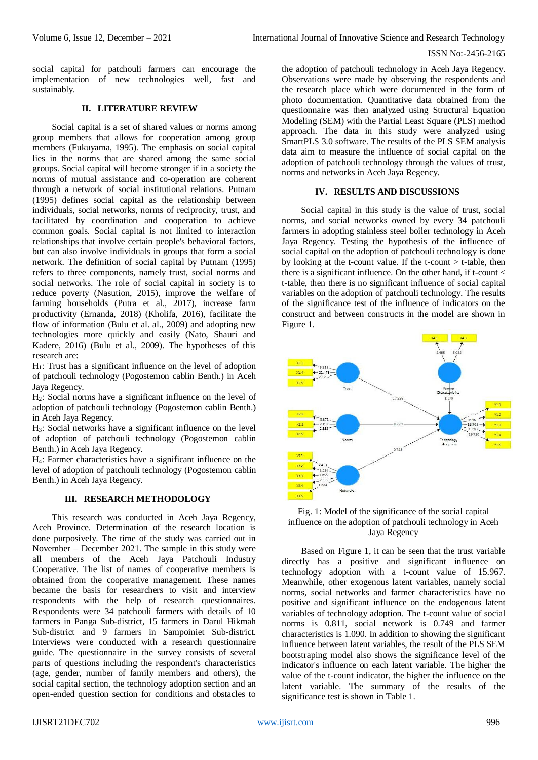social capital for patchouli farmers can encourage the implementation of new technologies well, fast and sustainably.

## II. LITERATURE REVIEW

Social capital is a set of shared values or norms among group members that allows for cooperation among group members (Fukuyama, 1995). The emphasis on social capital lies in the norms that are shared among the same social groups. Social capital will become stronger if in a society the norms of mutual assistance and co-operation are coherent through a network of social institutional relations. Putnam (1995) defines social capital as the relationship between individuals, social networks, norms of reciprocity, trust, and facilitated by coordination and cooperation to achieve common goals. Social capital is not limited to interaction relationships that involve certain people's behavioral factors, but can also involve individuals in groups that form a social network. The definition of social capital by Putnam (1995) refers to three components, namely trust, social norms and social networks. The role of social capital in society is to reduce poverty (Nasution, 2015), improve the welfare of farming households (Putra et al., 2017), increase farm productivity (Ernanda, 2018) (Kholifa, 2016), facilitate the flow of information (Bulu et al. al., 2009) and adopting new technologies more quickly and easily (Nato, Shauri and Kadere, 2016) (Bulu et al., 2009). The hypotheses of this research are:

$H_1$: Trust has a significant influence on the level of adoption of patchouli technology (Pogostemon cablin Benth.) in Aceh Jaya Regency.

$H_2$: Social norms have a significant influence on the level of adoption of patchouli technology (Pogostemon cablin Benth.) in Aceh Jaya Regency.

$H_3$: Social networks have a significant influence on the level of adoption of patchouli technology (Pogostemon cablin Benth.) in Aceh Jaya Regency.

$H_4$: Farmer characteristics have a significant influence on the level of adoption of patchouli technology (Pogostemon cablin Benth.) in Aceh Jaya Regency.

## III. RESEARCH METHODOLOGY

This research was conducted in Aceh Jaya Regency, Aceh Province. Determination of the research location is done purposively. The time of the study was carried out in November – December 2021. The sample in this study were all members of the Aceh Jaya Patchouli Industry Cooperative. The list of names of cooperative members is obtained from the cooperative management. These names became the basis for researchers to visit and interview respondents with the help of research questionnaires. Respondents were 34 patchouli farmers with details of 10 farmers in Panga Sub-district, 15 farmers in Darul Hikmah Sub-district and 9 farmers in Sampoiniet Sub-district. Interviews were conducted with a research questionnaire guide. The questionnaire in the survey consists of several parts of questions including the respondent's characteristics (age, gender, number of family members and others), the social capital section, the technology adoption section and an open-ended question section for conditions and obstacles to the adoption of patchouli technology in Aceh Jaya Regency. Observations were made by observing the respondents and the research place which were documented in the form of photo documentation. Quantitative data obtained from the questionnaire was then analyzed using Structural Equation Modeling (SEM) with the Partial Least Square (PLS) method approach. The data in this study were analyzed using SmartPLS 3.0 software. The results of the PLS SEM analysis data aim to measure the influence of social capital on the adoption of patchouli technology through the values of trust, norms and networks in Aceh Jaya Regency.

## IV. RESULTS AND DISCUSSIONS

Social capital in this study is the value of trust, social norms, and social networks owned by every 34 patchouli farmers in adopting stainless steel boiler technology in Aceh Jaya Regency. Testing the hypothesis of the influence of social capital on the adoption of patchouli technology is done by looking at the t-count value. If the t-count > t-table, then there is a significant influence. On the other hand, if t-count < t-table, then there is no significant influence of social capital variables on the adoption of patchouli technology. The results of the significance test of the influence of indicators on the construct and between constructs in the model are shown in Figure 1.

Fig. 1: Model of the significance of the social capital influence on the adoption of patchouli technology in Aceh Jaya Regency

Based on Figure 1, it can be seen that the trust variable directly has a positive and significant influence on technology adoption with a t-count value of 15.967. Meanwhile, other exogenous latent variables, namely social norms, social networks and farmer characteristics have no positive and significant influence on the endogenous latent variables of technology adoption. The t-count value of social norms is 0.811, social network is 0.749 and farmer characteristics is 1.090. In addition to showing the significant influence between latent variables, the result of the PLS SEM bootstraping model also shows the significance level of the indicator's influence on each latent variable. The higher the value of the t-count indicator, the higher the influence on the latent variable. The summary of the results of the significance test is shown in Table 1.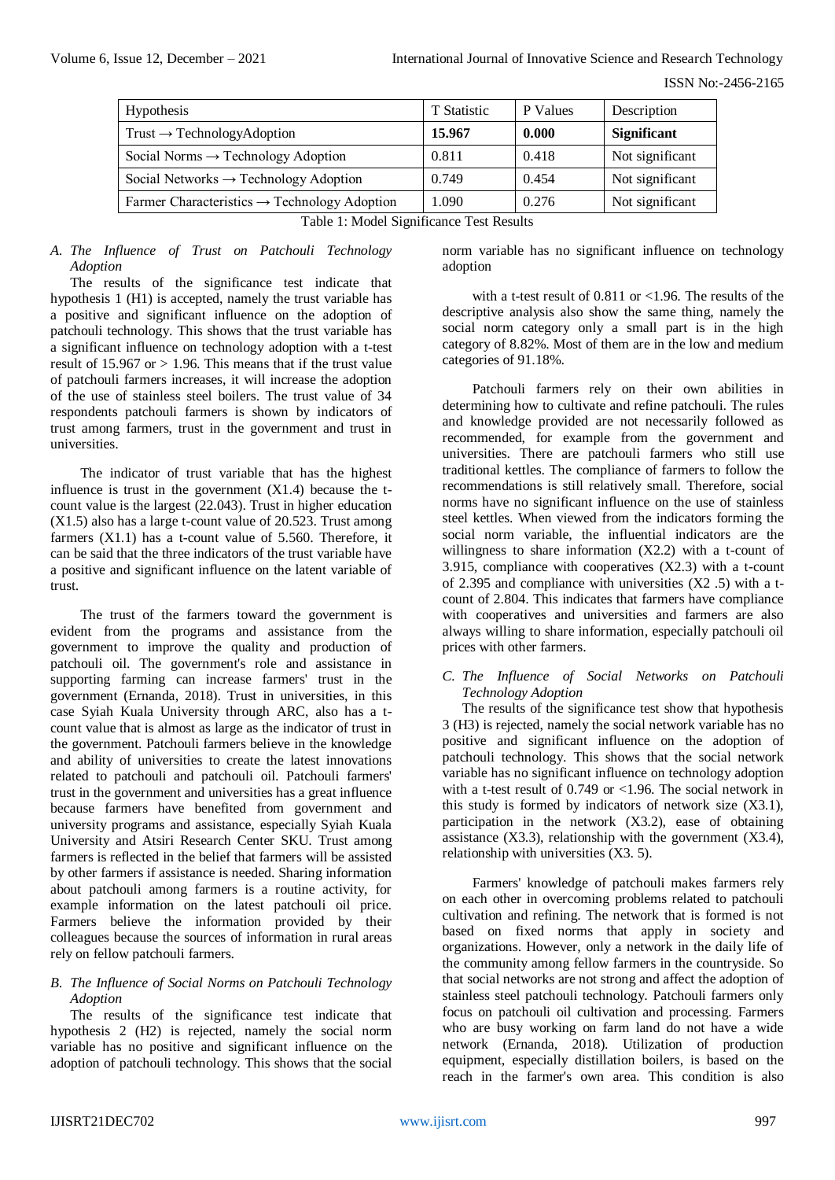| Hypothesis | T Statistic | P Values | Description |
|---|---|---|---|
| Trust → TechnologyAdoption | **15.967** | **0.000** | **Significant** |
| Social Norms → Technology Adoption | 0.811 | 0.418 | Not significant |
| Social Networks → Technology Adoption | 0.749 | 0.454 | Not significant |
| Farmer Characteristics → Technology Adoption | 1.090 | 0.276 | Not significant |

Table 1: Model Significance Test Results

### *A. The Influence of Trust on Patchouli Technology Adoption*

The results of the significance test indicate that hypothesis 1 (H1) is accepted, namely the trust variable has a positive and significant influence on the adoption of patchouli technology. This shows that the trust variable has a significant influence on technology adoption with a t-test result of 15.967 or > 1.96. This means that if the trust value of patchouli farmers increases, it will increase the adoption of the use of stainless steel boilers. The trust value of 34 respondents patchouli farmers is shown by indicators of trust among farmers, trust in the government and trust in universities.

The indicator of trust variable that has the highest influence is trust in the government (X1.4) because the t-count value is the largest (22.043). Trust in higher education (X1.5) also has a large t-count value of 20.523. Trust among farmers (X1.1) has a t-count value of 5.560. Therefore, it can be said that the three indicators of the trust variable have a positive and significant influence on the latent variable of trust.

The trust of the farmers toward the government is evident from the programs and assistance from the government to improve the quality and production of patchouli oil. The government's role and assistance in supporting farming can increase farmers' trust in the government (Ernanda, 2018). Trust in universities, in this case Syiah Kuala University through ARC, also has a t-count value that is almost as large as the indicator of trust in the government. Patchouli farmers believe in the knowledge and ability of universities to create the latest innovations related to patchouli and patchouli oil. Patchouli farmers' trust in the government and universities has a great influence because farmers have benefited from government and university programs and assistance, especially Syiah Kuala University and Atsiri Research Center SKU. Trust among farmers is reflected in the belief that farmers will be assisted by other farmers if assistance is needed. Sharing information about patchouli among farmers is a routine activity, for example information on the latest patchouli oil price. Farmers believe the information provided by their colleagues because the sources of information in rural areas rely on fellow patchouli farmers.

### *B. The Influence of Social Norms on Patchouli Technology Adoption*

The results of the significance test indicate that hypothesis 2 (H2) is rejected, namely the social norm variable has no positive and significant influence on the adoption of patchouli technology. This shows that the social norm variable has no significant influence on technology adoption

with a t-test result of 0.811 or <1.96. The results of the descriptive analysis also show the same thing, namely the social norm category only a small part is in the high category of 8.82%. Most of them are in the low and medium categories of 91.18%.

Patchouli farmers rely on their own abilities in determining how to cultivate and refine patchouli. The rules and knowledge provided are not necessarily followed as recommended, for example from the government and universities. There are patchouli farmers who still use traditional kettles. The compliance of farmers to follow the recommendations is still relatively small. Therefore, social norms have no significant influence on the use of stainless steel kettles. When viewed from the indicators forming the social norm variable, the influential indicators are the willingness to share information (X2.2) with a t-count of 3.915, compliance with cooperatives (X2.3) with a t-count of 2.395 and compliance with universities (X2 .5) with a t-count of 2.804. This indicates that farmers have compliance with cooperatives and universities and farmers are also always willing to share information, especially patchouli oil prices with other farmers.

### *C. The Influence of Social Networks on Patchouli Technology Adoption*

The results of the significance test show that hypothesis 3 (H3) is rejected, namely the social network variable has no positive and significant influence on the adoption of patchouli technology. This shows that the social network variable has no significant influence on technology adoption with a t-test result of 0.749 or <1.96. The social network in this study is formed by indicators of network size (X3.1), participation in the network (X3.2), ease of obtaining assistance (X3.3), relationship with the government (X3.4), relationship with universities (X3. 5).

Farmers' knowledge of patchouli makes farmers rely on each other in overcoming problems related to patchouli cultivation and refining. The network that is formed is not based on fixed norms that apply in society and organizations. However, only a network in the daily life of the community among fellow farmers in the countryside. So that social networks are not strong and affect the adoption of stainless steel patchouli technology. Patchouli farmers only focus on patchouli oil cultivation and processing. Farmers who are busy working on farm land do not have a wide network (Ernanda, 2018). Utilization of production equipment, especially distillation boilers, is based on the reach in the farmer's own area. This condition is also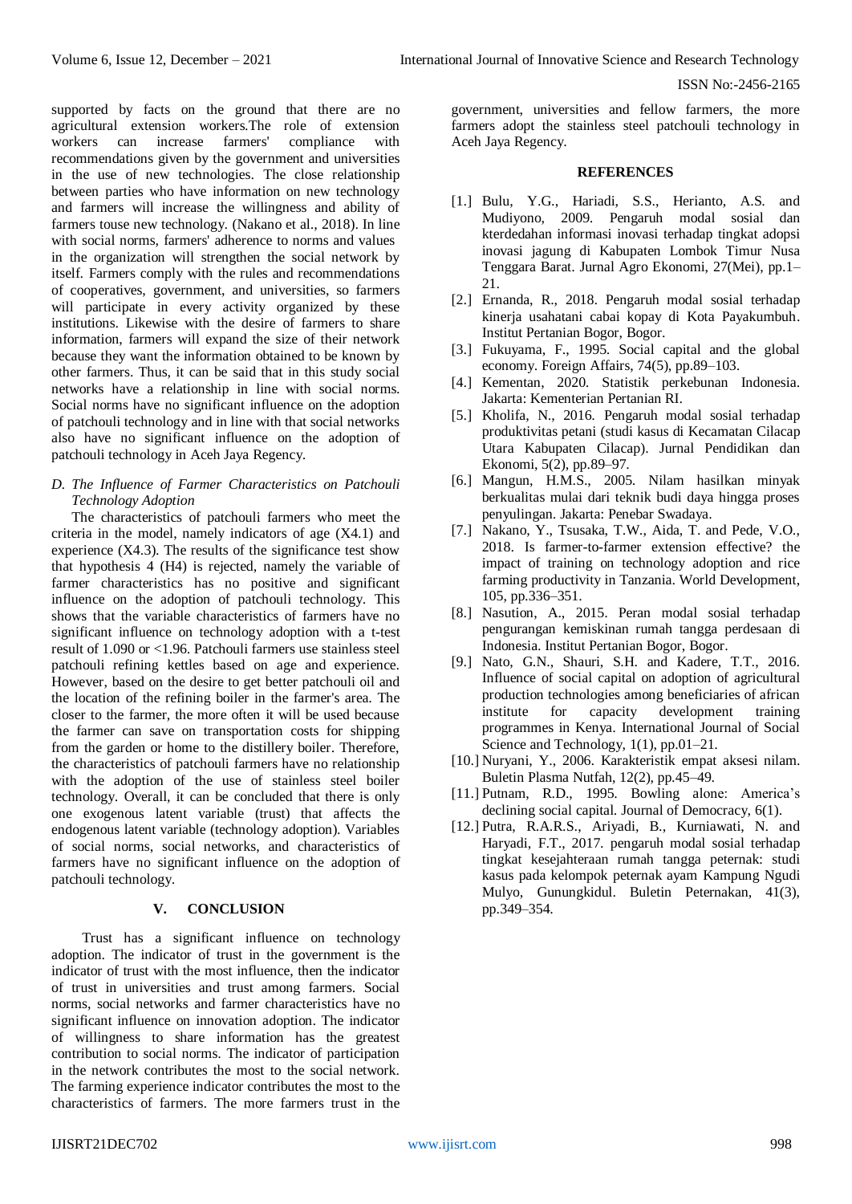supported by facts on the ground that there are no agricultural extension workers.The role of extension workers can increase farmers' compliance with recommendations given by the government and universities in the use of new technologies. The close relationship between parties who have information on new technology and farmers will increase the willingness and ability of farmers touse new technology. (Nakano et al., 2018). In line with social norms, farmers' adherence to norms and values in the organization will strengthen the social network by itself. Farmers comply with the rules and recommendations of cooperatives, government, and universities, so farmers will participate in every activity organized by these institutions. Likewise with the desire of farmers to share information, farmers will expand the size of their network because they want the information obtained to be known by other farmers. Thus, it can be said that in this study social networks have a relationship in line with social norms. Social norms have no significant influence on the adoption of patchouli technology and in line with that social networks also have no significant influence on the adoption of patchouli technology in Aceh Jaya Regency.

### *D. The Influence of Farmer Characteristics on Patchouli Technology Adoption*

The characteristics of patchouli farmers who meet the criteria in the model, namely indicators of age (X4.1) and experience (X4.3). The results of the significance test show that hypothesis 4 (H4) is rejected, namely the variable of farmer characteristics has no positive and significant influence on the adoption of patchouli technology. This shows that the variable characteristics of farmers have no significant influence on technology adoption with a t-test result of 1.090 or <1.96. Patchouli farmers use stainless steel patchouli refining kettles based on age and experience. However, based on the desire to get better patchouli oil and the location of the refining boiler in the farmer's area. The closer to the farmer, the more often it will be used because the farmer can save on transportation costs for shipping from the garden or home to the distillery boiler. Therefore, the characteristics of patchouli farmers have no relationship with the adoption of the use of stainless steel boiler technology. Overall, it can be concluded that there is only one exogenous latent variable (trust) that affects the endogenous latent variable (technology adoption). Variables of social norms, social networks, and characteristics of farmers have no significant influence on the adoption of patchouli technology.

## V. CONCLUSION

Trust has a significant influence on technology adoption. The indicator of trust in the government is the indicator of trust with the most influence, then the indicator of trust in universities and trust among farmers. Social norms, social networks and farmer characteristics have no significant influence on innovation adoption. The indicator of willingness to share information has the greatest contribution to social norms. The indicator of participation in the network contributes the most to the social network. The farming experience indicator contributes the most to the characteristics of farmers. The more farmers trust in the government, universities and fellow farmers, the more farmers adopt the stainless steel patchouli technology in Aceh Jaya Regency.

## REFERENCES

[1.] Bulu, Y.G., Hariadi, S.S., Herianto, A.S. and Mudiyono, 2009. Pengaruh modal sosial dan kterdedahan informasi inovasi terhadap tingkat adopsi inovasi jagung di Kabupaten Lombok Timur Nusa Tenggara Barat. Jurnal Agro Ekonomi, 27(Mei), pp.1–21.

[2.] Ernanda, R., 2018. Pengaruh modal sosial terhadap kinerja usahatani cabai kopay di Kota Payakumbuh. Institut Pertanian Bogor, Bogor.

[3.] Fukuyama, F., 1995. Social capital and the global economy. Foreign Affairs, 74(5), pp.89–103.

[4.] Kementan, 2020. Statistik perkebunan Indonesia. Jakarta: Kementerian Pertanian RI.

[5.] Kholifa, N., 2016. Pengaruh modal sosial terhadap produktivitas petani (studi kasus di Kecamatan Cilacap Utara Kabupaten Cilacap). Jurnal Pendidikan dan Ekonomi, 5(2), pp.89–97.

[6.] Mangun, H.M.S., 2005. Nilam hasilkan minyak berkualitas mulai dari teknik budi daya hingga proses penyulingan. Jakarta: Penebar Swadaya.

[7.] Nakano, Y., Tsusaka, T.W., Aida, T. and Pede, V.O., 2018. Is farmer-to-farmer extension effective? the impact of training on technology adoption and rice farming productivity in Tanzania. World Development, 105, pp.336–351.

[8.] Nasution, A., 2015. Peran modal sosial terhadap pengurangan kemiskinan rumah tangga perdesaan di Indonesia. Institut Pertanian Bogor, Bogor.

[9.] Nato, G.N., Shauri, S.H. and Kadere, T.T., 2016. Influence of social capital on adoption of agricultural production technologies among beneficiaries of african institute for capacity development training programmes in Kenya. International Journal of Social Science and Technology, 1(1), pp.01–21.

[10.] Nuryani, Y., 2006. Karakteristik empat aksesi nilam. Buletin Plasma Nutfah, 12(2), pp.45–49.

[11.] Putnam, R.D., 1995. Bowling alone: America's declining social capital. Journal of Democracy, 6(1).

[12.] Putra, R.A.R.S., Ariyadi, B., Kurniawati, N. and Haryadi, F.T., 2017. pengaruh modal sosial terhadap tingkat kesejahteraan rumah tangga peternak: studi kasus pada kelompok peternak ayam Kampung Ngudi Mulyo, Gunungkidul. Buletin Peternakan, 41(3), pp.349–354.